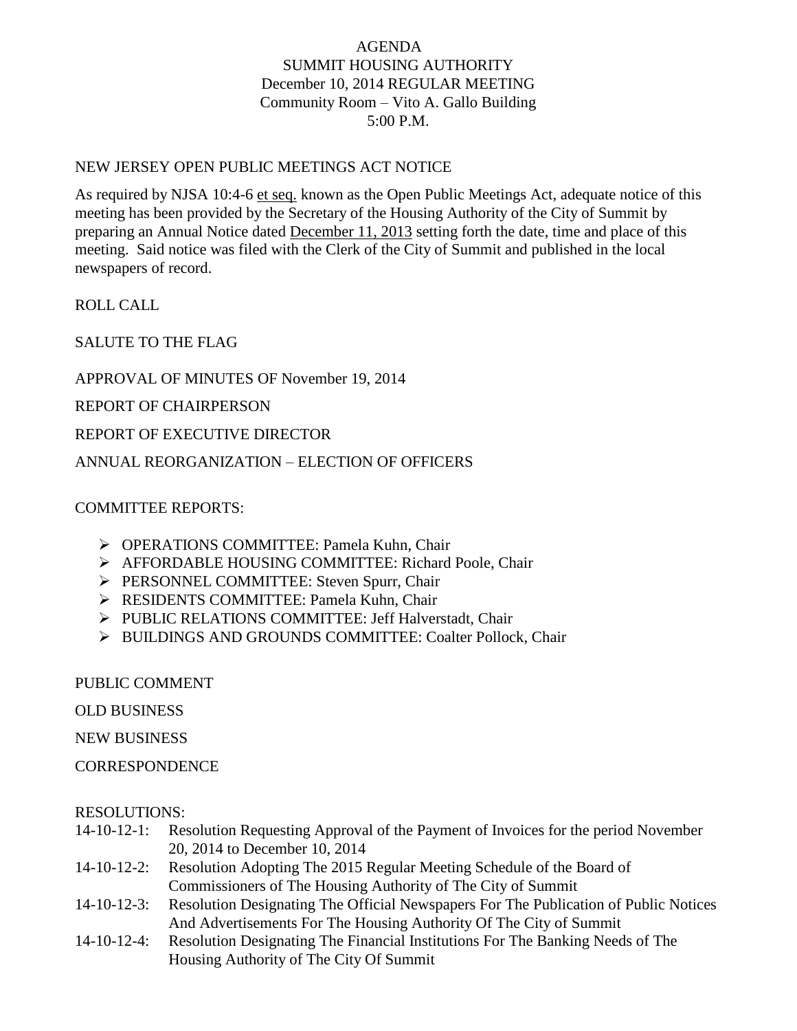# AGENDA
## SUMMIT HOUSING AUTHORITY
December 10, 2014 REGULAR MEETING
Community Room – Vito A. Gallo Building
5:00 P.M.

NEW JERSEY OPEN PUBLIC MEETINGS ACT NOTICE

As required by NJSA 10:4-6 et seq. known as the Open Public Meetings Act, adequate notice of this meeting has been provided by the Secretary of the Housing Authority of the City of Summit by preparing an Annual Notice dated December 11, 2013 setting forth the date, time and place of this meeting. Said notice was filed with the Clerk of the City of Summit and published in the local newspapers of record.

ROLL CALL

SALUTE TO THE FLAG

APPROVAL OF MINUTES OF November 19, 2014

REPORT OF CHAIRPERSON

REPORT OF EXECUTIVE DIRECTOR

ANNUAL REORGANIZATION – ELECTION OF OFFICERS

COMMITTEE REPORTS:

- OPERATIONS COMMITTEE: Pamela Kuhn, Chair
- AFFORDABLE HOUSING COMMITTEE: Richard Poole, Chair
- PERSONNEL COMMITTEE: Steven Spurr, Chair
- RESIDENTS COMMITTEE: Pamela Kuhn, Chair
- PUBLIC RELATIONS COMMITTEE: Jeff Halverstadt, Chair
- BUILDINGS AND GROUNDS COMMITTEE: Coalter Pollock, Chair

PUBLIC COMMENT

OLD BUSINESS

NEW BUSINESS

CORRESPONDENCE

RESOLUTIONS:

14-10-12-1: Resolution Requesting Approval of the Payment of Invoices for the period November 20, 2014 to December 10, 2014

14-10-12-2: Resolution Adopting The 2015 Regular Meeting Schedule of the Board of Commissioners of The Housing Authority of The City of Summit

14-10-12-3: Resolution Designating The Official Newspapers For The Publication of Public Notices And Advertisements For The Housing Authority Of The City of Summit

14-10-12-4: Resolution Designating The Financial Institutions For The Banking Needs of The Housing Authority of The City Of Summit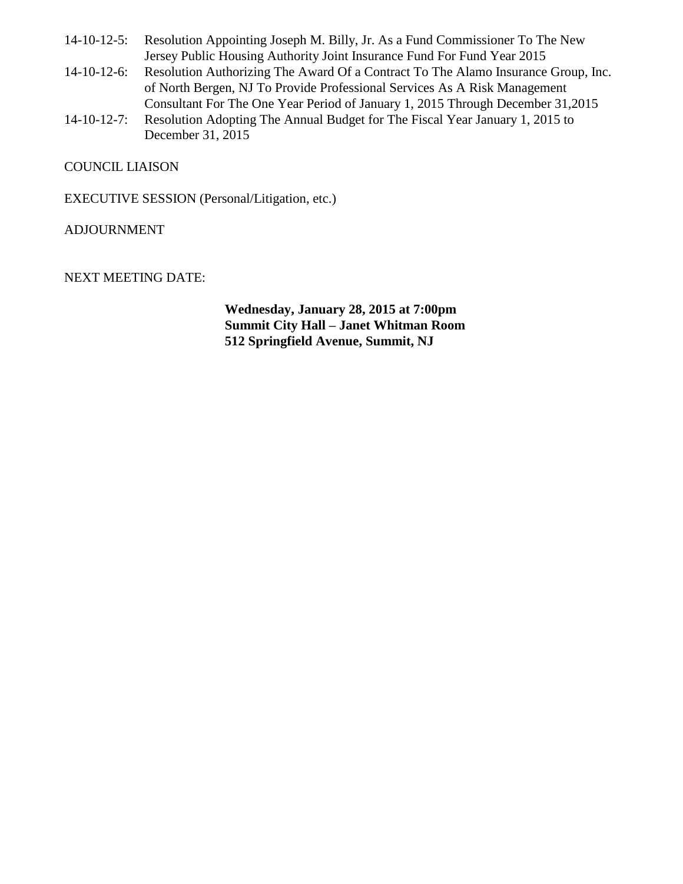14-10-12-5: Resolution Appointing Joseph M. Billy, Jr. As a Fund Commissioner To The New Jersey Public Housing Authority Joint Insurance Fund For Fund Year 2015

14-10-12-6: Resolution Authorizing The Award Of a Contract To The Alamo Insurance Group, Inc. of North Bergen, NJ To Provide Professional Services As A Risk Management Consultant For The One Year Period of January 1, 2015 Through December 31,2015

14-10-12-7: Resolution Adopting The Annual Budget for The Fiscal Year January 1, 2015 to December 31, 2015

COUNCIL LIAISON

EXECUTIVE SESSION (Personal/Litigation, etc.)

ADJOURNMENT

NEXT MEETING DATE:

**Wednesday, January 28, 2015 at 7:00pm**
**Summit City Hall – Janet Whitman Room**
**512 Springfield Avenue, Summit, NJ**